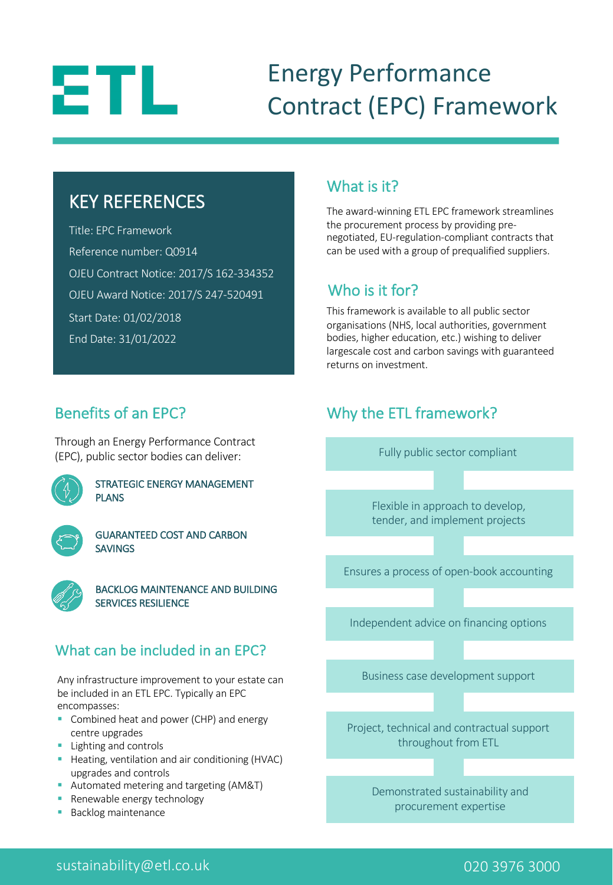# ETL

# Energy Performance Contract (EPC) Framework

## KEY REFERENCES

Title: EPC Framework

Reference number: Q0914

OJEU Contract Notice: 2017/S 162-334352

OJEU Award Notice: 2017/S 247-520491

Start Date: 01/02/2018

End Date: 31/01/2022

## What is it?

The award-winning ETL EPC framework streamlines the procurement process by providing pre-negotiated, EU-regulation-compliant contracts that can be used with a group of prequalified suppliers.

## Who is it for?

This framework is available to all public sector organisations (NHS, local authorities, government bodies, higher education, etc.) wishing to deliver largescale cost and carbon savings with guaranteed returns on investment.

## Benefits of an EPC?

Through an Energy Performance Contract (EPC), public sector bodies can deliver:

- STRATEGIC ENERGY MANAGEMENT PLANS
- GUARANTEED COST AND CARBON SAVINGS
- BACKLOG MAINTENANCE AND BUILDING SERVICES RESILIENCE

## What can be included in an EPC?

Any infrastructure improvement to your estate can be included in an ETL EPC. Typically an EPC encompasses:

- Combined heat and power (CHP) and energy centre upgrades
- Lighting and controls
- Heating, ventilation and air conditioning (HVAC) upgrades and controls
- Automated metering and targeting (AM&T)
- Renewable energy technology
- Backlog maintenance

## Why the ETL framework?

- Fully public sector compliant
- Flexible in approach to develop, tender, and implement projects
- Ensures a process of open-book accounting
- Independent advice on financing options
- Business case development support
- Project, technical and contractual support throughout from ETL
- Demonstrated sustainability and procurement expertise

sustainability@etl.co.uk

020 3976 3000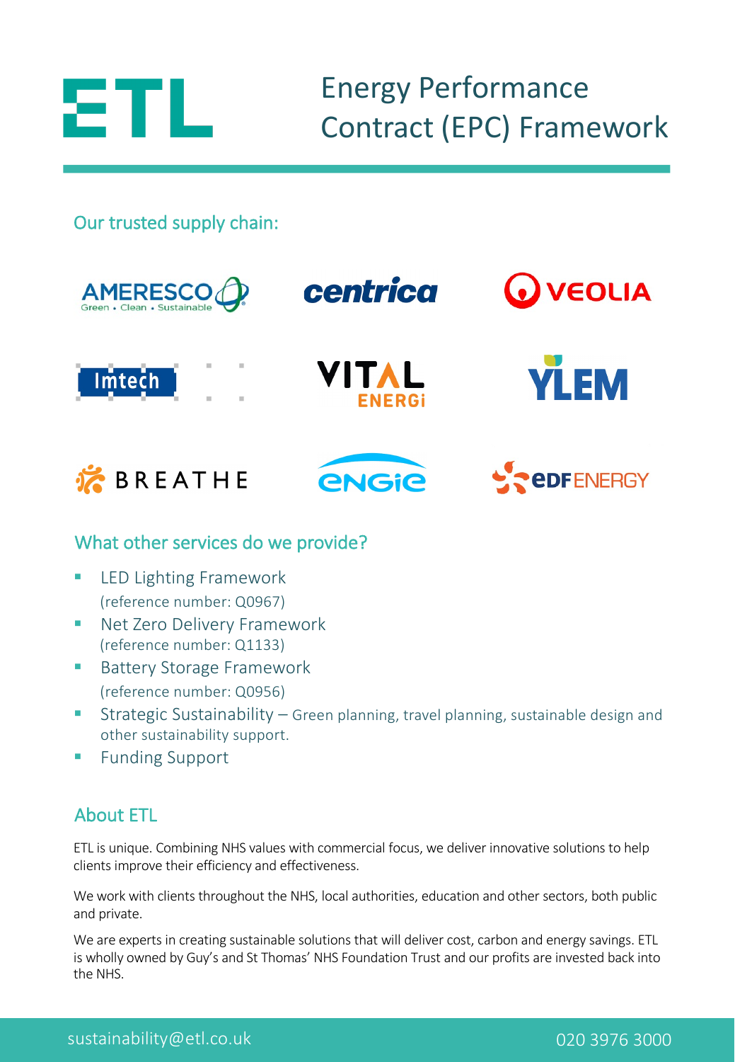# ETL

# Energy Performance Contract (EPC) Framework

## Our trusted supply chain:

AMERESCO
centrica
VEOLIA
Imtech
VITAL ENERGi
YLEM
BREATHE
ENGIE
EDF ENERGY

## What other services do we provide?

- LED Lighting Framework
  (reference number: Q0967)
- Net Zero Delivery Framework
  (reference number: Q1133)
- Battery Storage Framework
  (reference number: Q0956)
- Strategic Sustainability – Green planning, travel planning, sustainable design and other sustainability support.
- Funding Support

## About ETL

ETL is unique. Combining NHS values with commercial focus, we deliver innovative solutions to help clients improve their efficiency and effectiveness.

We work with clients throughout the NHS, local authorities, education and other sectors, both public and private.

We are experts in creating sustainable solutions that will deliver cost, carbon and energy savings. ETL is wholly owned by Guy's and St Thomas' NHS Foundation Trust and our profits are invested back into the NHS.

sustainability@etl.co.uk

020 3976 3000